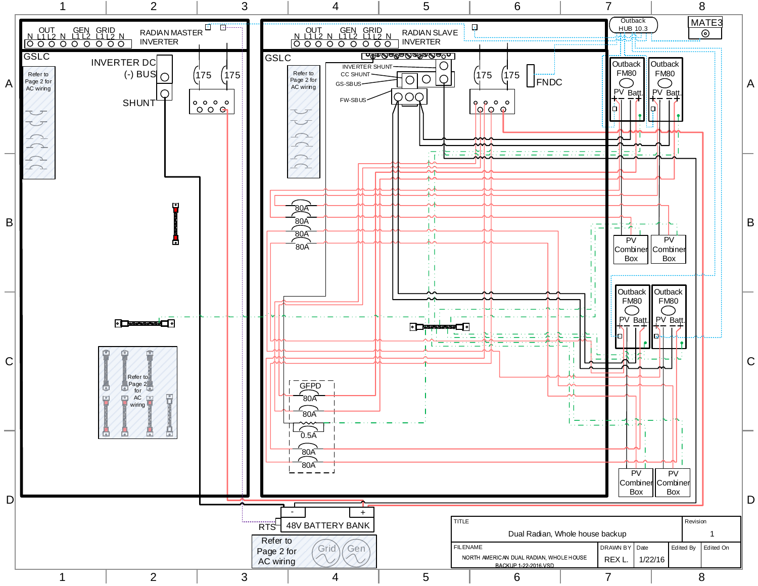RADIAN MASTER INVERTER

OUT N L1 L2 | GEN N L1 L2 | GRID L1 L2 N

GSLC

Refer to Page 2 for AC wiring

INVERTER DC (-) BUS

SHUNT

175 175

Refer to Page 2 for AC wiring

RADIAN SLAVE INVERTER

OUT N L1 L2 | GEN N L1 L2 | GRID L1 L2 N

GSLC

Refer to Page 2 for AC wiring

INVERTER SHUNT

CC SHUNT

GS-SBUS

FW-SBUS

175 175

FNDC

80A
80A
80A
80A

GFPD
80A
80A
0.5A
80A
80A

Outback HUB 10.3

MATE3

Outback FM80 PV Batt.

Outback FM80 PV Batt.

PV Combiner Box

PV Combiner Box

Outback FM80 PV Batt.

Outback FM80 PV Batt.

PV Combiner Box

PV Combiner Box

RTS

48V BATTERY BANK

- +

Refer to Page 2 for AC wiring

Grid Gen

| TITLE | | | | Revision |
|---|---|---|---|---|
| Dual Radian, Whole house backup | | | | 1 |
| FILENAME | DRAWN BY | Date | Edited By | Edited On |
| NORTH AMERICAN DUAL RADIAN, WHOLE HOUSE BACKUP 1-22-2016.VSD | REX L. | 1/22/16 | | |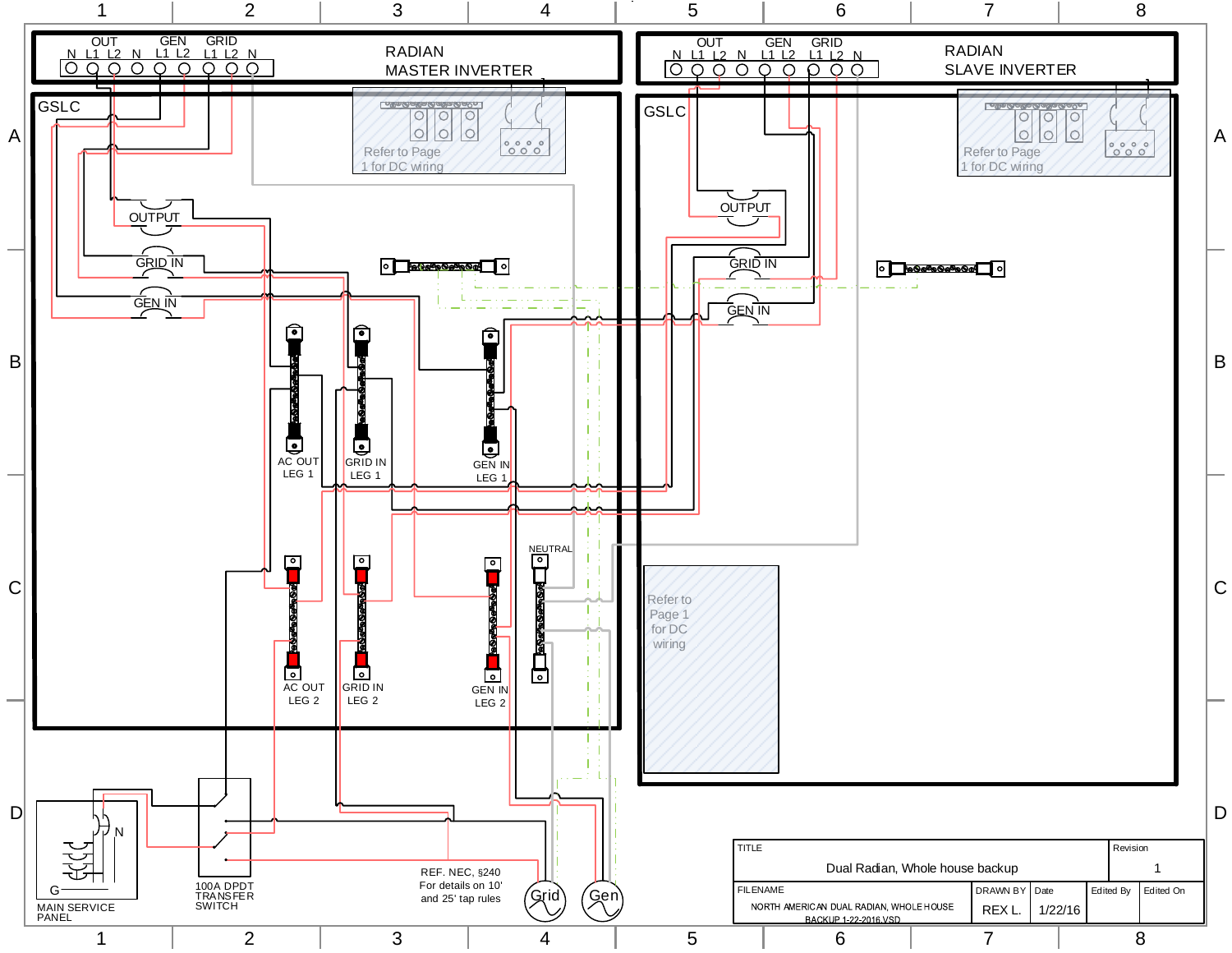RADIAN MASTER INVERTER

OUT N L1 L2 · GEN N L1 L2 · GRID L1 L2 N

RADIAN SLAVE INVERTER

OUT N L1 L2 · GEN N L1 L2 · GRID L1 L2 N

GSLC

Refer to Page 1 for DC wiring

OUTPUT

GRID IN

GEN IN

AC OUT LEG 1

GRID IN LEG 1

GEN IN LEG 1

AC OUT LEG 2

GRID IN LEG 2

GEN IN LEG 2

NEUTRAL

MAIN SERVICE PANEL

N

G

100A DPDT TRANSFER SWITCH

REF. NEC, §240 For details on 10' and 25' tap rules

Grid

Gen

| TITLE | | | | Revision |
|---|---|---|---|---|
| Dual Radian, Whole house backup | | | | 1 |
| FILENAME | DRAWN BY | Date | Edited By | Edited On |
| NORTH AMERICAN DUAL RADIAN, WHOLE HOUSE BACKUP 1-22-2016.VSD | REX L. | 1/22/16 | | |